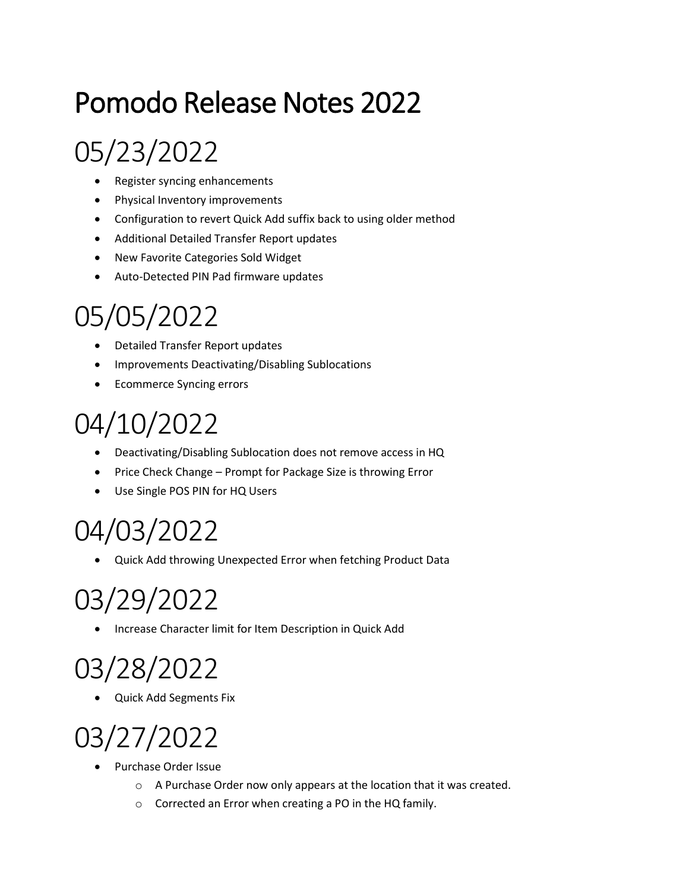# Pomodo Release Notes 2022

# 05/23/2022

- Register syncing enhancements
- Physical Inventory improvements
- Configuration to revert Quick Add suffix back to using older method
- Additional Detailed Transfer Report updates
- New Favorite Categories Sold Widget
- Auto-Detected PIN Pad firmware updates

# 05/05/2022

- Detailed Transfer Report updates
- Improvements Deactivating/Disabling Sublocations
- Ecommerce Syncing errors

# 04/10/2022

- Deactivating/Disabling Sublocation does not remove access in HQ
- Price Check Change – Prompt for Package Size is throwing Error
- Use Single POS PIN for HQ Users

# 04/03/2022

- Quick Add throwing Unexpected Error when fetching Product Data

# 03/29/2022

- Increase Character limit for Item Description in Quick Add

# 03/28/2022

- Quick Add Segments Fix

# 03/27/2022

- Purchase Order Issue
  - A Purchase Order now only appears at the location that it was created.
  - Corrected an Error when creating a PO in the HQ family.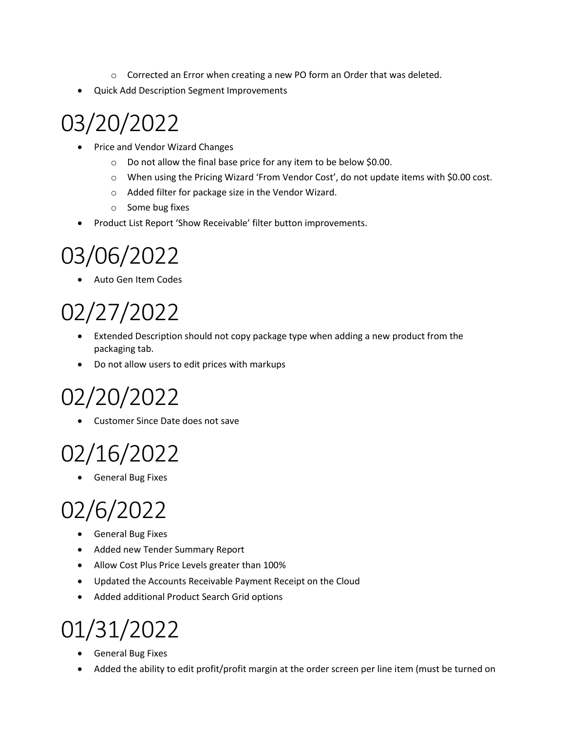- Corrected an Error when creating a new PO form an Order that was deleted.
- Quick Add Description Segment Improvements

# 03/20/2022

- Price and Vendor Wizard Changes
    - Do not allow the final base price for any item to be below $0.00.
    - When using the Pricing Wizard 'From Vendor Cost', do not update items with $0.00 cost.
    - Added filter for package size in the Vendor Wizard.
    - Some bug fixes
- Product List Report 'Show Receivable' filter button improvements.

# 03/06/2022

- Auto Gen Item Codes

# 02/27/2022

- Extended Description should not copy package type when adding a new product from the packaging tab.
- Do not allow users to edit prices with markups

# 02/20/2022

- Customer Since Date does not save

# 02/16/2022

- General Bug Fixes

# 02/6/2022

- General Bug Fixes
- Added new Tender Summary Report
- Allow Cost Plus Price Levels greater than 100%
- Updated the Accounts Receivable Payment Receipt on the Cloud
- Added additional Product Search Grid options

# 01/31/2022

- General Bug Fixes
- Added the ability to edit profit/profit margin at the order screen per line item (must be turned on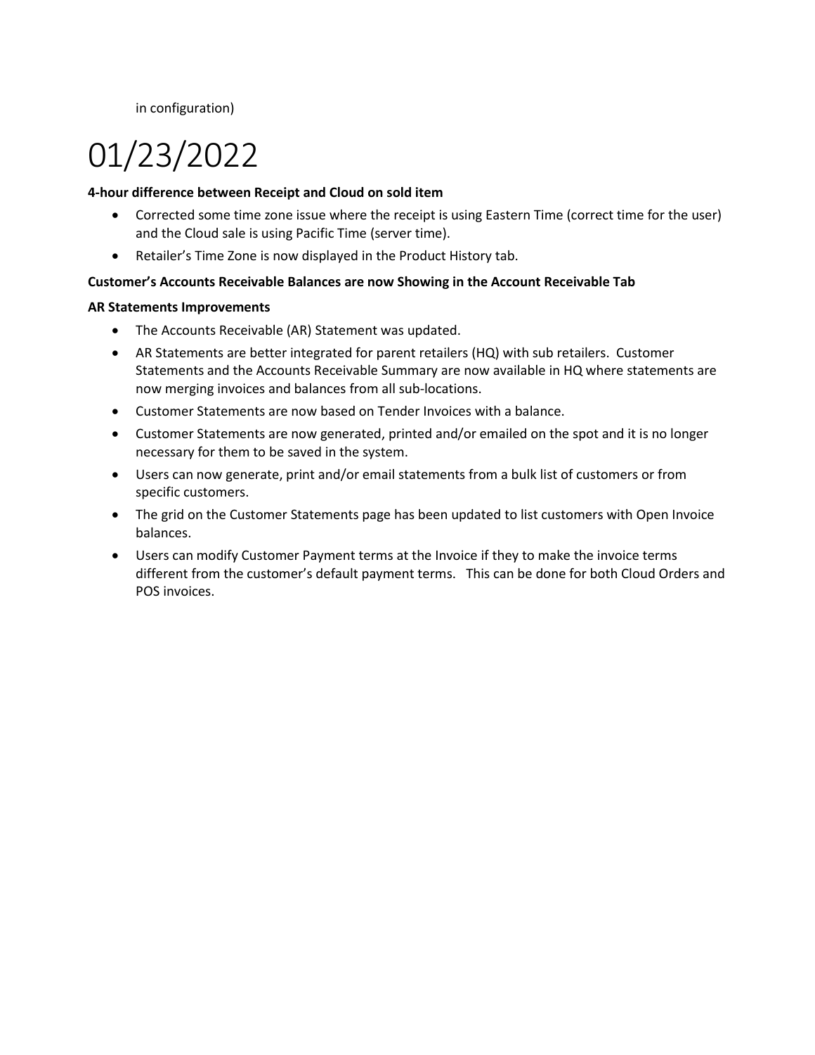in configuration)

# 01/23/2022

**4-hour difference between Receipt and Cloud on sold item**

- Corrected some time zone issue where the receipt is using Eastern Time (correct time for the user) and the Cloud sale is using Pacific Time (server time).
- Retailer's Time Zone is now displayed in the Product History tab.

**Customer's Accounts Receivable Balances are now Showing in the Account Receivable Tab**

**AR Statements Improvements**

- The Accounts Receivable (AR) Statement was updated.
- AR Statements are better integrated for parent retailers (HQ) with sub retailers. Customer Statements and the Accounts Receivable Summary are now available in HQ where statements are now merging invoices and balances from all sub-locations.
- Customer Statements are now based on Tender Invoices with a balance.
- Customer Statements are now generated, printed and/or emailed on the spot and it is no longer necessary for them to be saved in the system.
- Users can now generate, print and/or email statements from a bulk list of customers or from specific customers.
- The grid on the Customer Statements page has been updated to list customers with Open Invoice balances.
- Users can modify Customer Payment terms at the Invoice if they to make the invoice terms different from the customer's default payment terms. This can be done for both Cloud Orders and POS invoices.